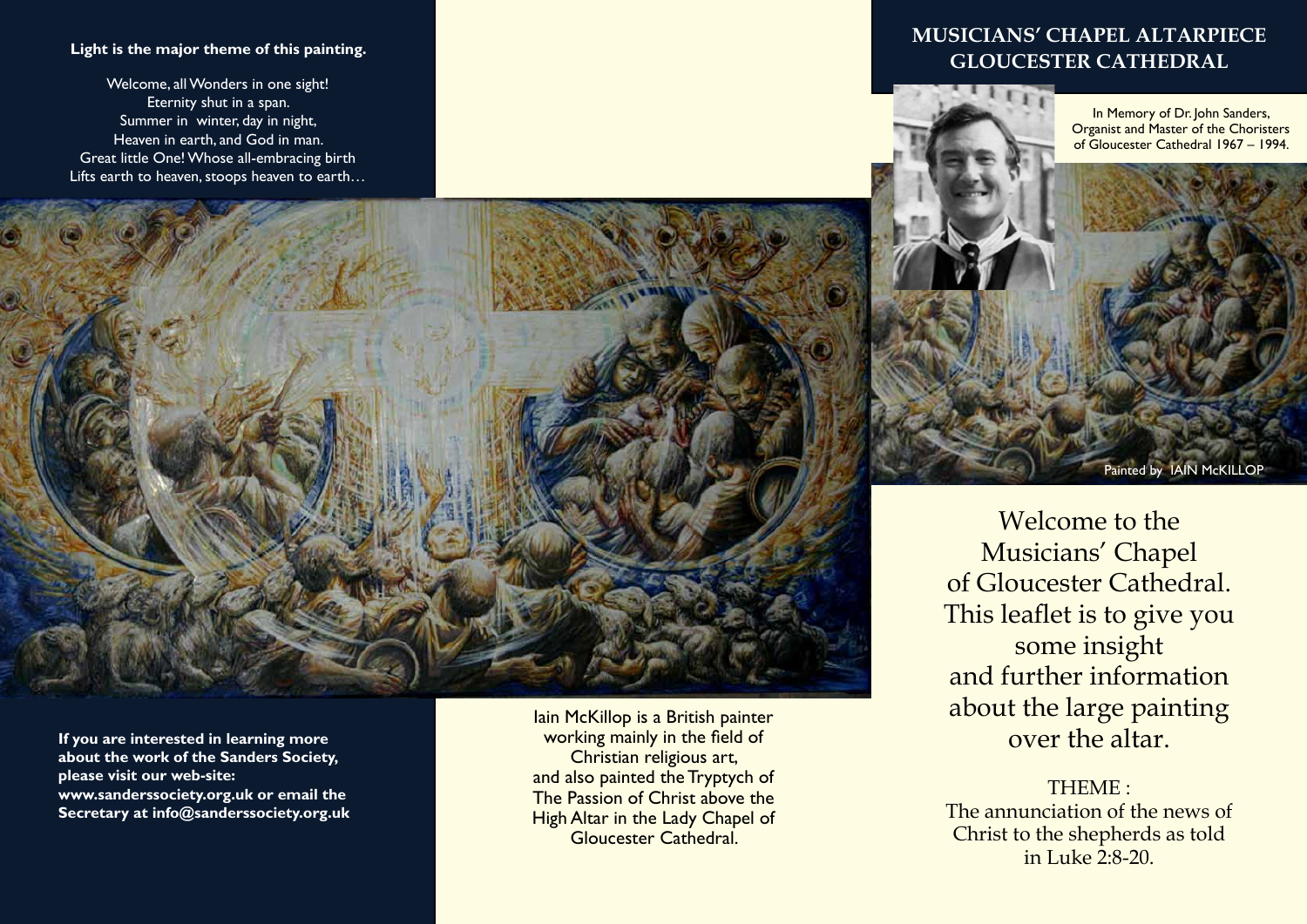**Light is the major theme of this painting.**

Welcome, all Wonders in one sight!
Eternity shut in a span.
Summer in winter, day in night,
Heaven in earth, and God in man.
Great little One! Whose all-embracing birth
Lifts earth to heaven, stoops heaven to earth…

**If you are interested in learning more about the work of the Sanders Society, please visit our web-site: www.sanderssociety.org.uk or email the Secretary at info@sanderssociety.org.uk**

Iain McKillop is a British painter working mainly in the field of Christian religious art, and also painted the Tryptych of The Passion of Christ above the High Altar in the Lady Chapel of Gloucester Cathedral.

# MUSICIANS' CHAPEL ALTARPIECE GLOUCESTER CATHEDRAL

In Memory of Dr. John Sanders, Organist and Master of the Choristers of Gloucester Cathedral 1967 – 1994.

Painted by IAIN McKILLOP

Welcome to the Musicians' Chapel of Gloucester Cathedral. This leaflet is to give you some insight and further information about the large painting over the altar.

THEME :
The annunciation of the news of Christ to the shepherds as told in Luke 2:8-20.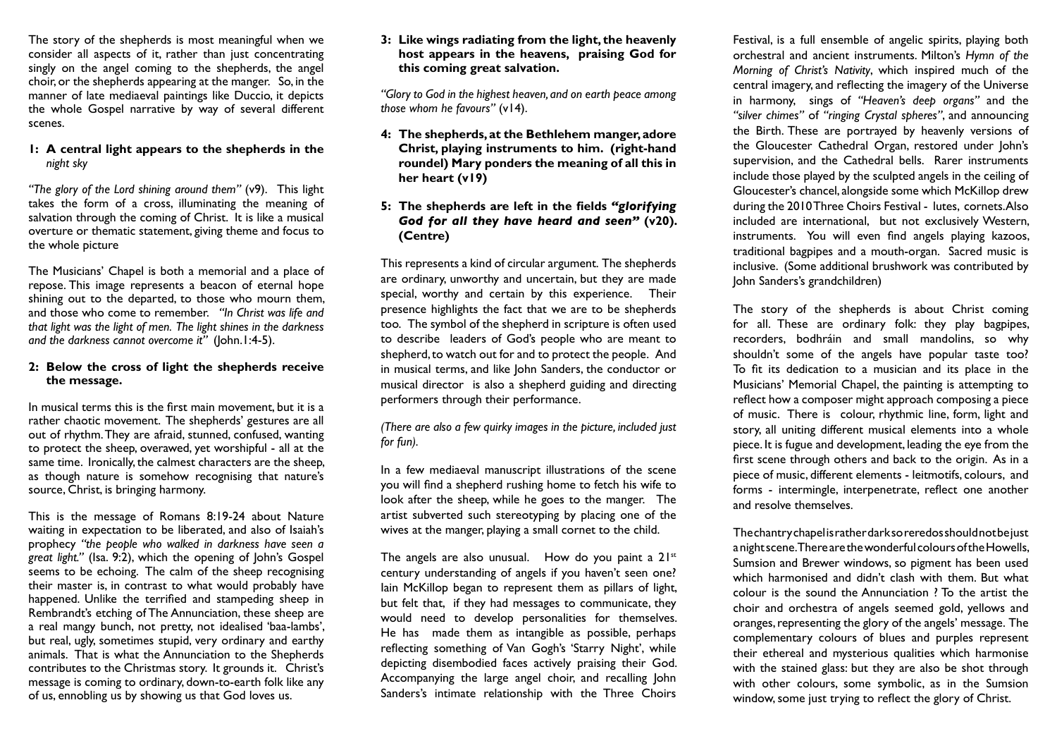The story of the shepherds is most meaningful when we consider all aspects of it, rather than just concentrating singly on the angel coming to the shepherds, the angel choir, or the shepherds appearing at the manger. So, in the manner of late mediaeval paintings like Duccio, it depicts the whole Gospel narrative by way of several different scenes.

**1: A central light appears to the shepherds in the** *night sky*

*"The glory of the Lord shining around them"* (v9). This light takes the form of a cross, illuminating the meaning of salvation through the coming of Christ. It is like a musical overture or thematic statement, giving theme and focus to the whole picture

The Musicians' Chapel is both a memorial and a place of repose. This image represents a beacon of eternal hope shining out to the departed, to those who mourn them, and those who come to remember. *"In Christ was life and that light was the light of men. The light shines in the darkness and the darkness cannot overcome it"* (John.1:4-5).

**2: Below the cross of light the shepherds receive the message.**

In musical terms this is the first main movement, but it is a rather chaotic movement. The shepherds' gestures are all out of rhythm. They are afraid, stunned, confused, wanting to protect the sheep, overawed, yet worshipful - all at the same time. Ironically, the calmest characters are the sheep, as though nature is somehow recognising that nature's source, Christ, is bringing harmony.

This is the message of Romans 8:19-24 about Nature waiting in expectation to be liberated, and also of Isaiah's prophecy *"the people who walked in darkness have seen a great light."* (Isa. 9:2), which the opening of John's Gospel seems to be echoing. The calm of the sheep recognising their master is, in contrast to what would probably have happened. Unlike the terrified and stampeding sheep in Rembrandt's etching of The Annunciation, these sheep are a real mangy bunch, not pretty, not idealised 'baa-lambs', but real, ugly, sometimes stupid, very ordinary and earthy animals. That is what the Annunciation to the Shepherds contributes to the Christmas story. It grounds it. Christ's message is coming to ordinary, down-to-earth folk like any of us, ennobling us by showing us that God loves us.

**3: Like wings radiating from the light, the heavenly host appears in the heavens, praising God for this coming great salvation.**

*"Glory to God in the highest heaven, and on earth peace among those whom he favours"* (v14).

**4: The shepherds, at the Bethlehem manger, adore Christ, playing instruments to him. (right-hand roundel) Mary ponders the meaning of all this in her heart (v19)**

**5: The shepherds are left in the fields *"glorifying God for all they have heard and seen"* (v20). (Centre)**

This represents a kind of circular argument. The shepherds are ordinary, unworthy and uncertain, but they are made special, worthy and certain by this experience. Their presence highlights the fact that we are to be shepherds too. The symbol of the shepherd in scripture is often used to describe leaders of God's people who are meant to shepherd, to watch out for and to protect the people. And in musical terms, and like John Sanders, the conductor or musical director is also a shepherd guiding and directing performers through their performance.

*(There are also a few quirky images in the picture, included just for fun).*

In a few mediaeval manuscript illustrations of the scene you will find a shepherd rushing home to fetch his wife to look after the sheep, while he goes to the manger. The artist subverted such stereotyping by placing one of the wives at the manger, playing a small cornet to the child.

The angels are also unusual. How do you paint a 21st century understanding of angels if you haven't seen one? Iain McKillop began to represent them as pillars of light, but felt that, if they had messages to communicate, they would need to develop personalities for themselves. He has made them as intangible as possible, perhaps reflecting something of Van Gogh's 'Starry Night', while depicting disembodied faces actively praising their God. Accompanying the large angel choir, and recalling John Sanders's intimate relationship with the Three Choirs Festival, is a full ensemble of angelic spirits, playing both orchestral and ancient instruments. Milton's *Hymn of the Morning of Christ's Nativity*, which inspired much of the central imagery, and reflecting the imagery of the Universe in harmony, sings of *"Heaven's deep organs"* and the *"silver chimes"* of *"ringing Crystal spheres"*, and announcing the Birth. These are portrayed by heavenly versions of the Gloucester Cathedral Organ, restored under John's supervision, and the Cathedral bells. Rarer instruments include those played by the sculpted angels in the ceiling of Gloucester's chancel, alongside some which McKillop drew during the 2010 Three Choirs Festival - lutes, cornets. Also included are international, but not exclusively Western, instruments. You will even find angels playing kazoos, traditional bagpipes and a mouth-organ. Sacred music is inclusive. (Some additional brushwork was contributed by John Sanders's grandchildren)

The story of the shepherds is about Christ coming for all. These are ordinary folk: they play bagpipes, recorders, bodhráin and small mandolins, so why shouldn't some of the angels have popular taste too? To fit its dedication to a musician and its place in the Musicians' Memorial Chapel, the painting is attempting to reflect how a composer might approach composing a piece of music. There is colour, rhythmic line, form, light and story, all uniting different musical elements into a whole piece. It is fugue and development, leading the eye from the first scene through others and back to the origin. As in a piece of music, different elements - leitmotifs, colours, and forms - intermingle, interpenetrate, reflect one another and resolve themselves.

The chantry chapel is rather dark so reredos should not be just a night scene. There are the wonderful colours of the Howells, Sumsion and Brewer windows, so pigment has been used which harmonised and didn't clash with them. But what colour is the sound the Annunciation ? To the artist the choir and orchestra of angels seemed gold, yellows and oranges, representing the glory of the angels' message. The complementary colours of blues and purples represent their ethereal and mysterious qualities which harmonise with the stained glass: but they are also be shot through with other colours, some symbolic, as in the Sumsion window, some just trying to reflect the glory of Christ.